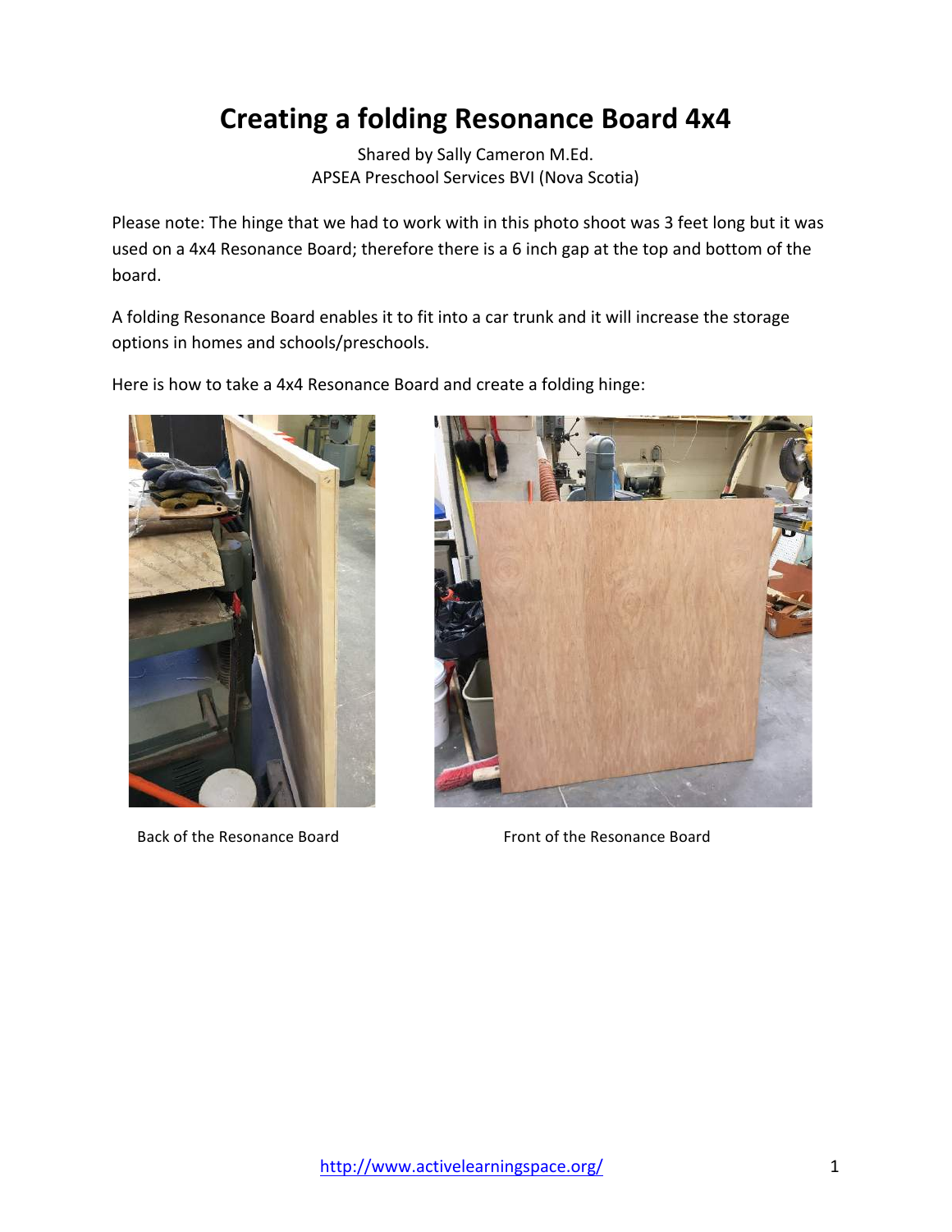# Creating a folding Resonance Board 4x4

Shared by Sally Cameron M.Ed.
APSEA Preschool Services BVI (Nova Scotia)

Please note: The hinge that we had to work with in this photo shoot was 3 feet long but it was used on a 4x4 Resonance Board; therefore there is a 6 inch gap at the top and bottom of the board.

A folding Resonance Board enables it to fit into a car trunk and it will increase the storage options in homes and schools/preschools.

Here is how to take a 4x4 Resonance Board and create a folding hinge:

Back of the Resonance Board

Front of the Resonance Board

http://www.activelearningspace.org/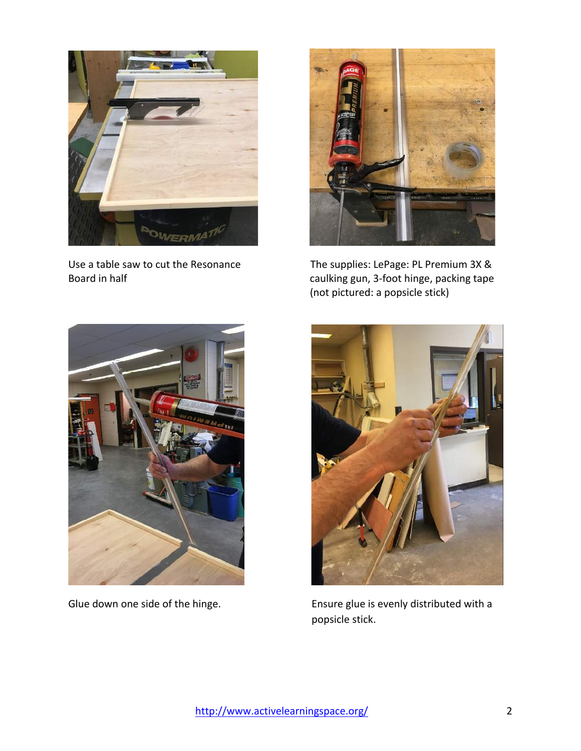Use a table saw to cut the Resonance Board in half

The supplies: LePage: PL Premium 3X & caulking gun, 3-foot hinge, packing tape (not pictured: a popsicle stick)

Glue down one side of the hinge.

Ensure glue is evenly distributed with a popsicle stick.

http://www.activelearningspace.org/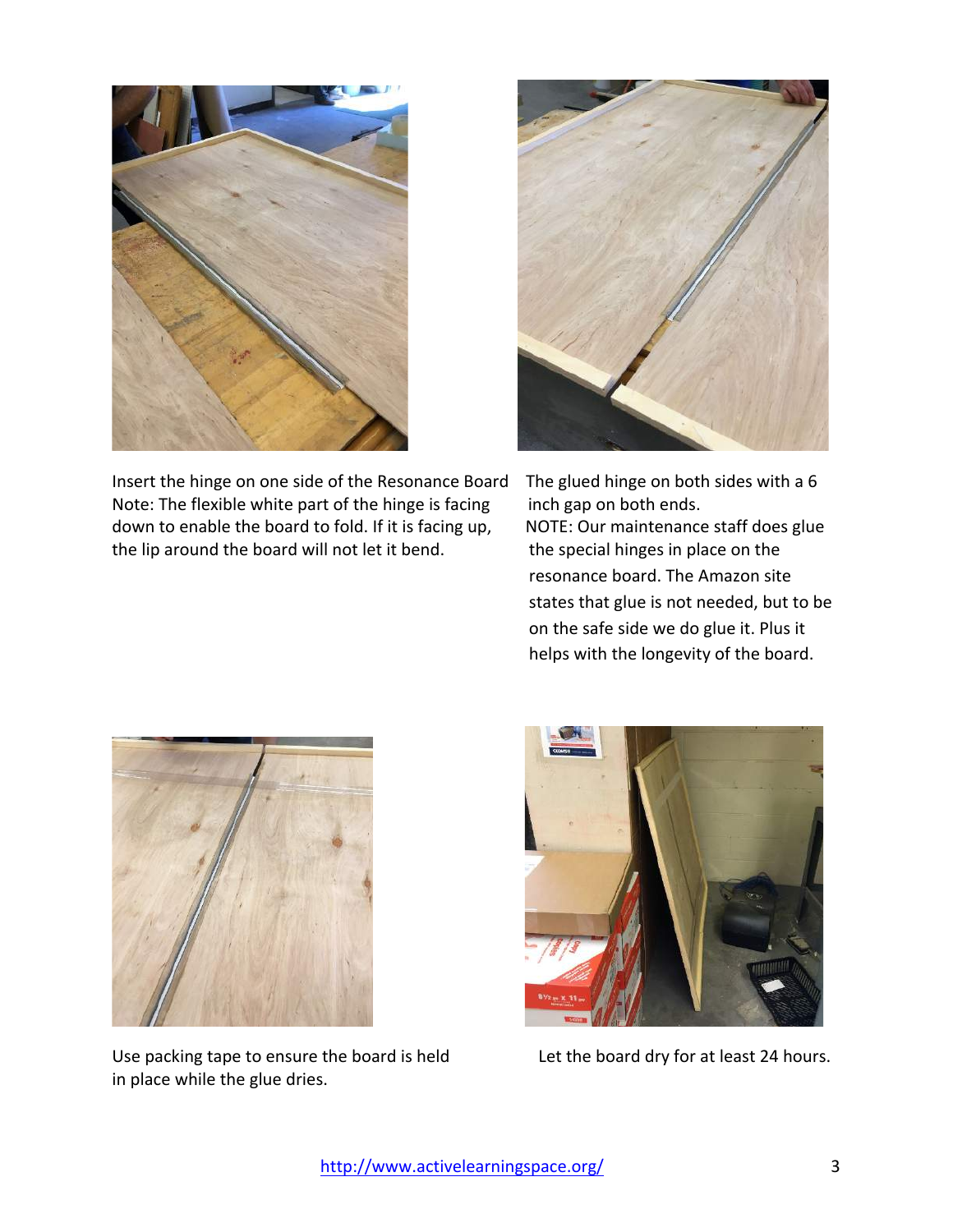Insert the hinge on one side of the Resonance Board Note: The flexible white part of the hinge is facing down to enable the board to fold. If it is facing up, the lip around the board will not let it bend.

The glued hinge on both sides with a 6 inch gap on both ends.
NOTE: Our maintenance staff does glue the special hinges in place on the resonance board. The Amazon site states that glue is not needed, but to be on the safe side we do glue it. Plus it helps with the longevity of the board.

Use packing tape to ensure the board is held in place while the glue dries.

Let the board dry for at least 24 hours.

http://www.activelearningspace.org/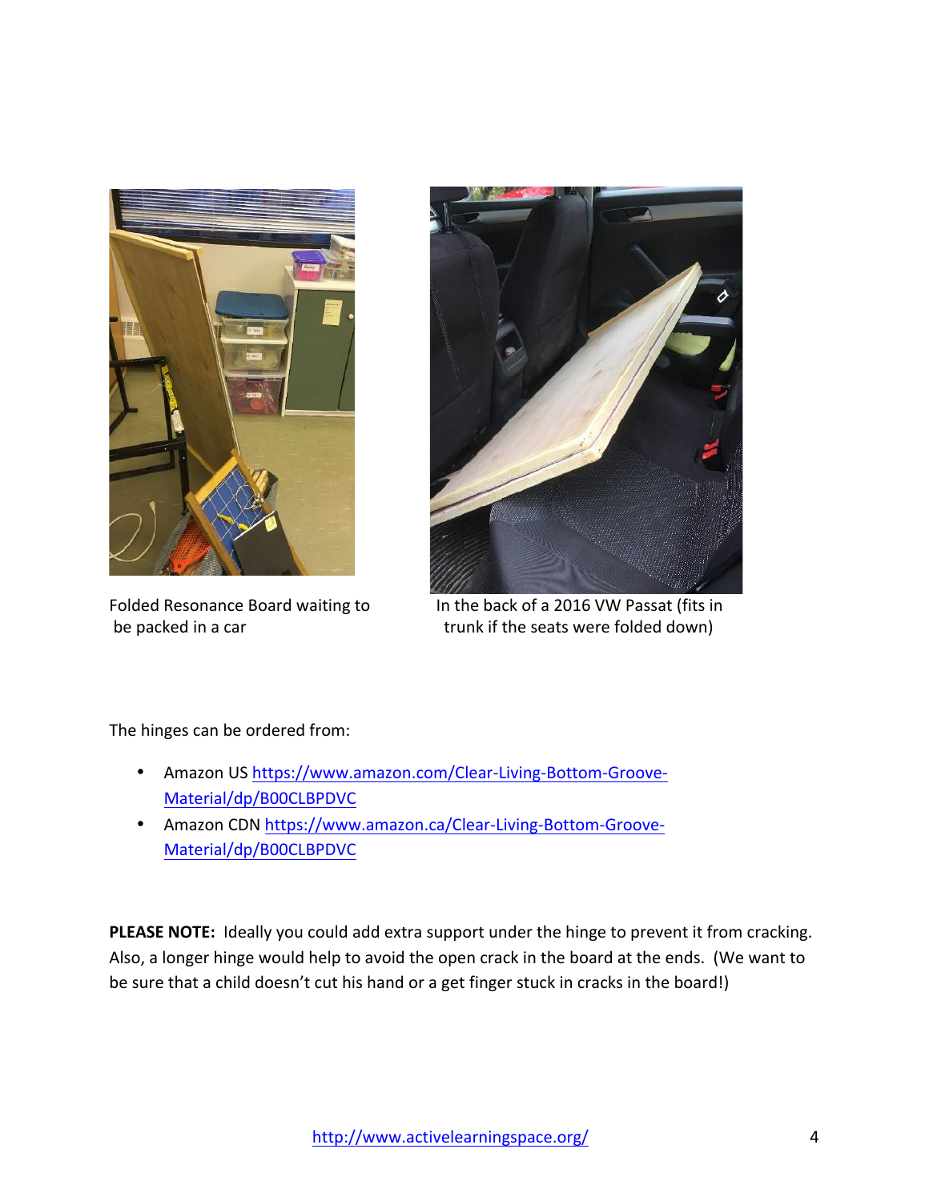Folded Resonance Board waiting to be packed in a car

In the back of a 2016 VW Passat (fits in trunk if the seats were folded down)

The hinges can be ordered from:

- Amazon US https://www.amazon.com/Clear-Living-Bottom-Groove-Material/dp/B00CLBPDVC
- Amazon CDN https://www.amazon.ca/Clear-Living-Bottom-Groove-Material/dp/B00CLBPDVC

**PLEASE NOTE:** Ideally you could add extra support under the hinge to prevent it from cracking. Also, a longer hinge would help to avoid the open crack in the board at the ends. (We want to be sure that a child doesn't cut his hand or a get finger stuck in cracks in the board!)

http://www.activelearningspace.org/